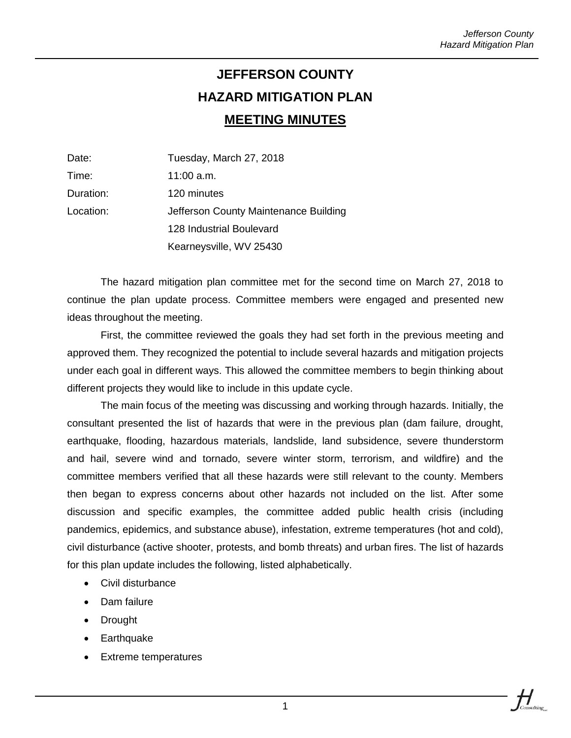# JEFFERSON COUNTY
# HAZARD MITIGATION PLAN
## MEETING MINUTES

| | |
|---|---|
| Date: | Tuesday, March 27, 2018 |
| Time: | 11:00 a.m. |
| Duration: | 120 minutes |
| Location: | Jefferson County Maintenance Building<br>128 Industrial Boulevard<br>Kearneysville, WV 25430 |

The hazard mitigation plan committee met for the second time on March 27, 2018 to continue the plan update process. Committee members were engaged and presented new ideas throughout the meeting.

First, the committee reviewed the goals they had set forth in the previous meeting and approved them. They recognized the potential to include several hazards and mitigation projects under each goal in different ways. This allowed the committee members to begin thinking about different projects they would like to include in this update cycle.

The main focus of the meeting was discussing and working through hazards. Initially, the consultant presented the list of hazards that were in the previous plan (dam failure, drought, earthquake, flooding, hazardous materials, landslide, land subsidence, severe thunderstorm and hail, severe wind and tornado, severe winter storm, terrorism, and wildfire) and the committee members verified that all these hazards were still relevant to the county. Members then began to express concerns about other hazards not included on the list. After some discussion and specific examples, the committee added public health crisis (including pandemics, epidemics, and substance abuse), infestation, extreme temperatures (hot and cold), civil disturbance (active shooter, protests, and bomb threats) and urban fires. The list of hazards for this plan update includes the following, listed alphabetically.

- Civil disturbance
- Dam failure
- Drought
- Earthquake
- Extreme temperatures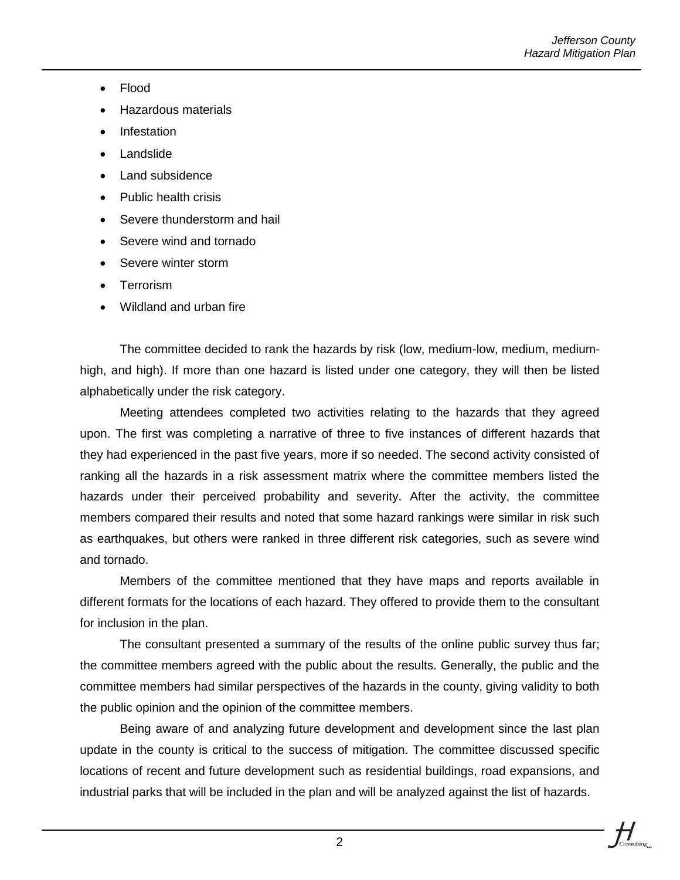- Flood
- Hazardous materials
- Infestation
- Landslide
- Land subsidence
- Public health crisis
- Severe thunderstorm and hail
- Severe wind and tornado
- Severe winter storm
- Terrorism
- Wildland and urban fire

The committee decided to rank the hazards by risk (low, medium-low, medium, medium-high, and high). If more than one hazard is listed under one category, they will then be listed alphabetically under the risk category.

Meeting attendees completed two activities relating to the hazards that they agreed upon. The first was completing a narrative of three to five instances of different hazards that they had experienced in the past five years, more if so needed. The second activity consisted of ranking all the hazards in a risk assessment matrix where the committee members listed the hazards under their perceived probability and severity. After the activity, the committee members compared their results and noted that some hazard rankings were similar in risk such as earthquakes, but others were ranked in three different risk categories, such as severe wind and tornado.

Members of the committee mentioned that they have maps and reports available in different formats for the locations of each hazard. They offered to provide them to the consultant for inclusion in the plan.

The consultant presented a summary of the results of the online public survey thus far; the committee members agreed with the public about the results. Generally, the public and the committee members had similar perspectives of the hazards in the county, giving validity to both the public opinion and the opinion of the committee members.

Being aware of and analyzing future development and development since the last plan update in the county is critical to the success of mitigation. The committee discussed specific locations of recent and future development such as residential buildings, road expansions, and industrial parks that will be included in the plan and will be analyzed against the list of hazards.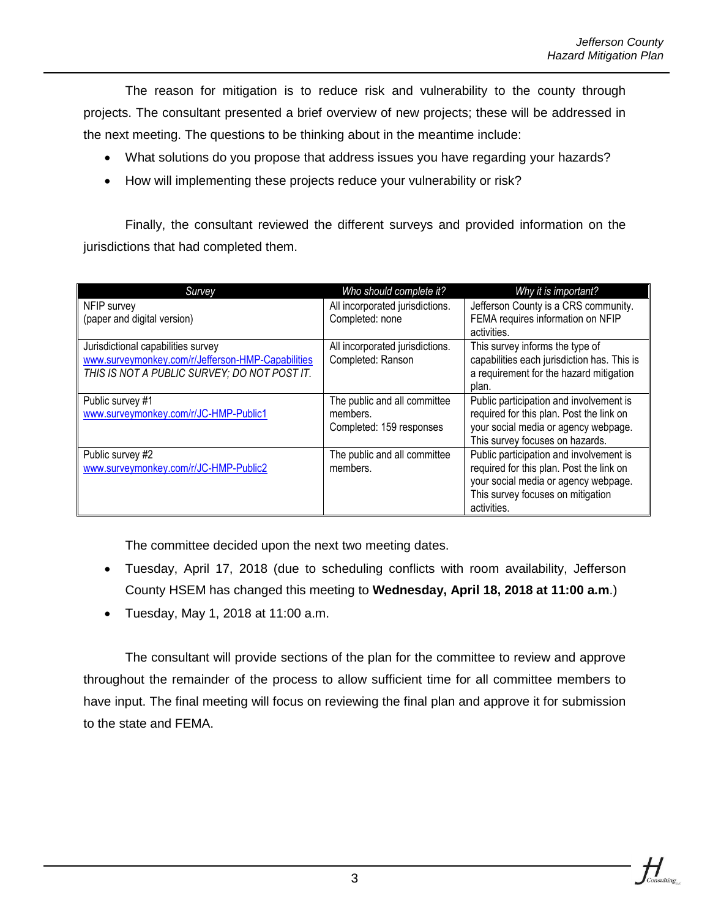The reason for mitigation is to reduce risk and vulnerability to the county through projects. The consultant presented a brief overview of new projects; these will be addressed in the next meeting. The questions to be thinking about in the meantime include:

- What solutions do you propose that address issues you have regarding your hazards?
- How will implementing these projects reduce your vulnerability or risk?

Finally, the consultant reviewed the different surveys and provided information on the jurisdictions that had completed them.

| *Survey* | *Who should complete it?* | *Why it is important?* |
|---|---|---|
| NFIP survey<br>(paper and digital version) | All incorporated jurisdictions.<br>Completed: none | Jefferson County is a CRS community. FEMA requires information on NFIP activities. |
| Jurisdictional capabilities survey<br>www.surveymonkey.com/r/Jefferson-HMP-Capabilities<br>*THIS IS NOT A PUBLIC SURVEY; DO NOT POST IT.* | All incorporated jurisdictions.<br>Completed: Ranson | This survey informs the type of capabilities each jurisdiction has. This is a requirement for the hazard mitigation plan. |
| Public survey #1<br>www.surveymonkey.com/r/JC-HMP-Public1 | The public and all committee members.<br>Completed: 159 responses | Public participation and involvement is required for this plan. Post the link on your social media or agency webpage. This survey focuses on hazards. |
| Public survey #2<br>www.surveymonkey.com/r/JC-HMP-Public2 | The public and all committee members. | Public participation and involvement is required for this plan. Post the link on your social media or agency webpage. This survey focuses on mitigation activities. |

The committee decided upon the next two meeting dates.

- Tuesday, April 17, 2018 (due to scheduling conflicts with room availability, Jefferson County HSEM has changed this meeting to **Wednesday, April 18, 2018 at 11:00 a.m**.)
- Tuesday, May 1, 2018 at 11:00 a.m.

The consultant will provide sections of the plan for the committee to review and approve throughout the remainder of the process to allow sufficient time for all committee members to have input. The final meeting will focus on reviewing the final plan and approve it for submission to the state and FEMA.